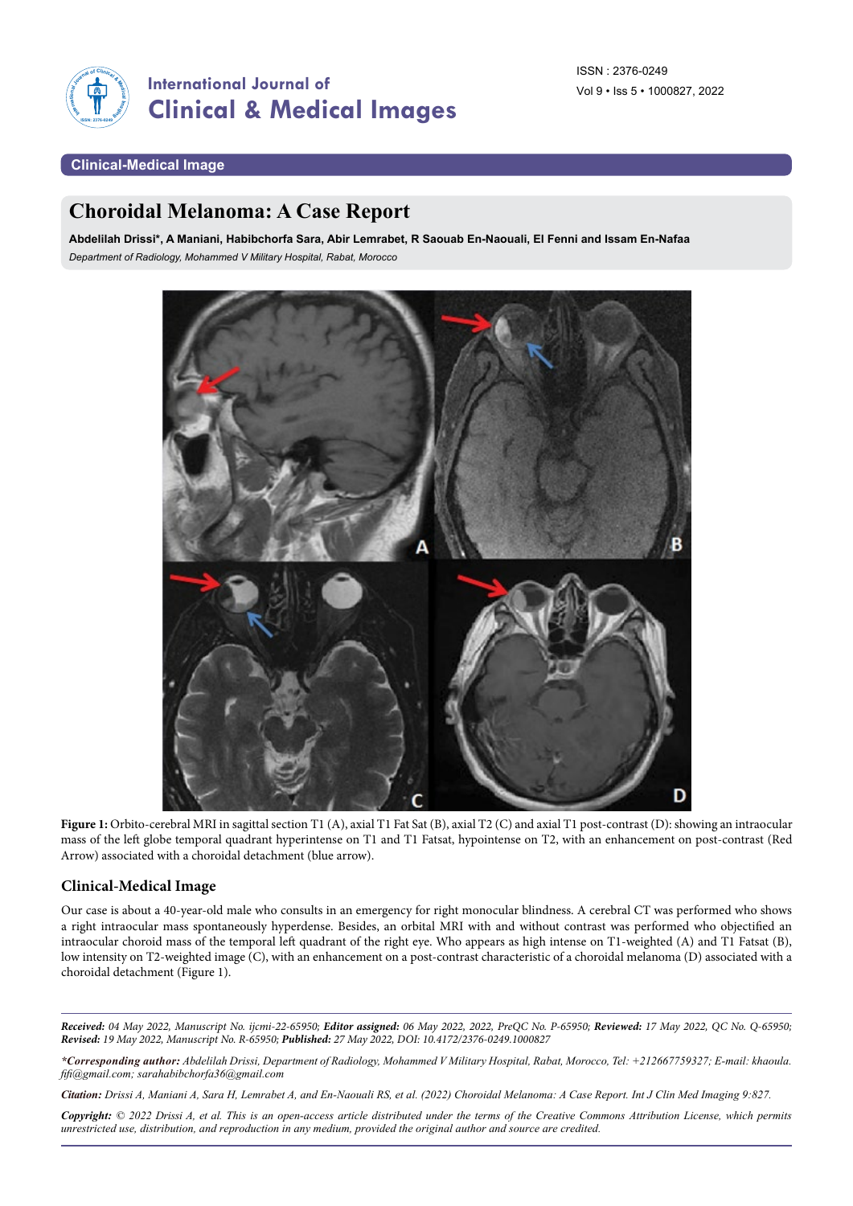Clinical-Medical Image

# Choroidal Melanoma: A Case Report

**Abdelilah Drissi\*, A Maniani, Habibchorfa Sara, Abir Lemrabet, R Saouab En-Naouali, El Fenni and Issam En-Nafaa**

*Department of Radiology, Mohammed V Military Hospital, Rabat, Morocco*

**Figure 1:** Orbito-cerebral MRI in sagittal section T1 (A), axial T1 Fat Sat (B), axial T2 (C) and axial T1 post-contrast (D): showing an intraocular mass of the left globe temporal quadrant hyperintense on T1 and T1 Fatsat, hypointense on T2, with an enhancement on post-contrast (Red Arrow) associated with a choroidal detachment (blue arrow).

## Clinical-Medical Image

Our case is about a 40-year-old male who consults in an emergency for right monocular blindness. A cerebral CT was performed who shows a right intraocular mass spontaneously hyperdense. Besides, an orbital MRI with and without contrast was performed who objectified an intraocular choroid mass of the temporal left quadrant of the right eye. Who appears as high intense on T1-weighted (A) and T1 Fatsat (B), low intensity on T2-weighted image (C), with an enhancement on a post-contrast characteristic of a choroidal melanoma (D) associated with a choroidal detachment (Figure 1).

***Received:*** *04 May 2022, Manuscript No. ijcmi-22-65950;* ***Editor assigned:*** *06 May 2022, 2022, PreQC No. P-65950;* ***Reviewed:*** *17 May 2022, QC No. Q-65950;* ***Revised:*** *19 May 2022, Manuscript No. R-65950;* ***Published:*** *27 May 2022, DOI: 10.4172/2376-0249.1000827*

***\*Corresponding author:*** *Abdelilah Drissi, Department of Radiology, Mohammed V Military Hospital, Rabat, Morocco, Tel: +212667759327; E-mail: khaoula.fifi@gmail.com; sarahabibchorfa36@gmail.com*

***Citation:*** *Drissi A, Maniani A, Sara H, Lemrabet A, and En-Naouali RS, et al. (2022) Choroidal Melanoma: A Case Report. Int J Clin Med Imaging 9:827.*

***Copyright:*** *© 2022 Drissi A, et al. This is an open-access article distributed under the terms of the Creative Commons Attribution License, which permits unrestricted use, distribution, and reproduction in any medium, provided the original author and source are credited.*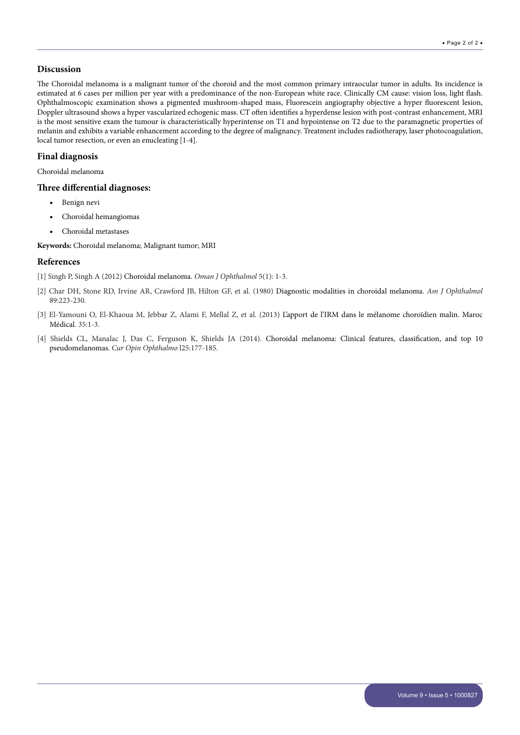## Discussion

The Choroidal melanoma is a malignant tumor of the choroid and the most common primary intraocular tumor in adults. Its incidence is estimated at 6 cases per million per year with a predominance of the non-European white race. Clinically CM cause: vision loss, light flash. Ophthalmoscopic examination shows a pigmented mushroom-shaped mass, Fluorescein angiography objective a hyper fluorescent lesion, Doppler ultrasound shows a hyper vascularized echogenic mass. CT often identifies a hyperdense lesion with post-contrast enhancement, MRI is the most sensitive exam the tumour is characteristically hyperintense on T1 and hypointense on T2 due to the paramagnetic properties of melanin and exhibits a variable enhancement according to the degree of malignancy. Treatment includes radiotherapy, laser photocoagulation, local tumor resection, or even an enucleating [1-4].

## Final diagnosis

Choroidal melanoma

## Three differential diagnoses:

- Benign nevi
- Choroidal hemangiomas
- Choroidal metastases

**Keywords:** Choroidal melanoma; Malignant tumor; MRI

## References

[1] Singh P, Singh A (2012) Choroidal melanoma. *Oman J Ophthalmol* 5(1): 1-3.

[2] Char DH, Stone RD, Irvine AR, Crawford JB, Hilton GF, et al. (1980) Diagnostic modalities in choroidal melanoma. *Am J Ophthalmol* 89:223-230.

[3] El-Yamouni O, El-Khaoua M, Jebbar Z, Alami F, Mellal Z, et al. (2013) L'apport de l'IRM dans le mélanome choroïdien malin. Maroc Médical. 35:1-3.

[4] Shields CL, Manalac J, Das C, Ferguson K, Shields JA (2014). Choroidal melanoma: Clinical features, classification, and top 10 pseudomelanomas. *Cur Opin Ophthalmo* l25:177-185.